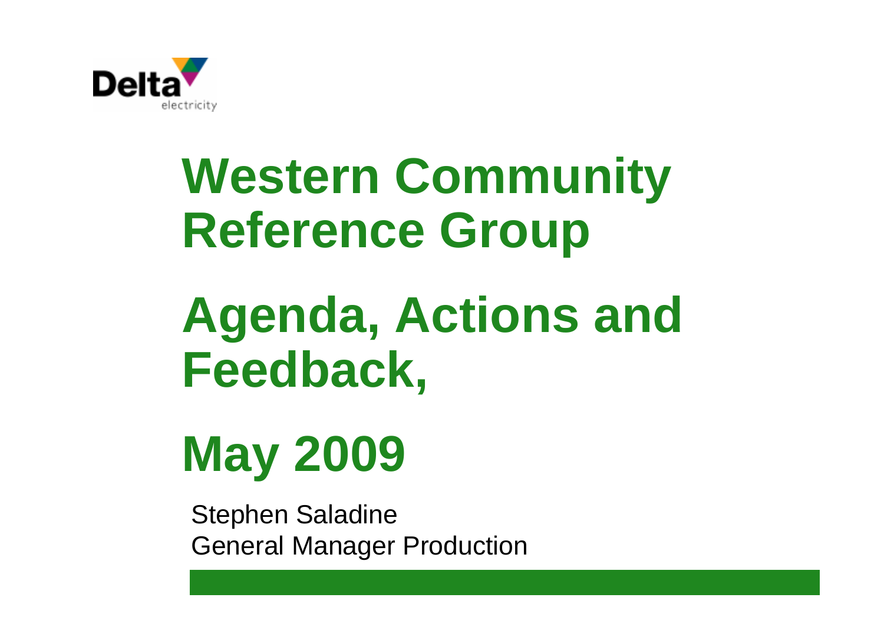Delta electricity

# Western Community Reference Group

# Agenda, Actions and Feedback,

# May 2009

Stephen Saladine
General Manager Production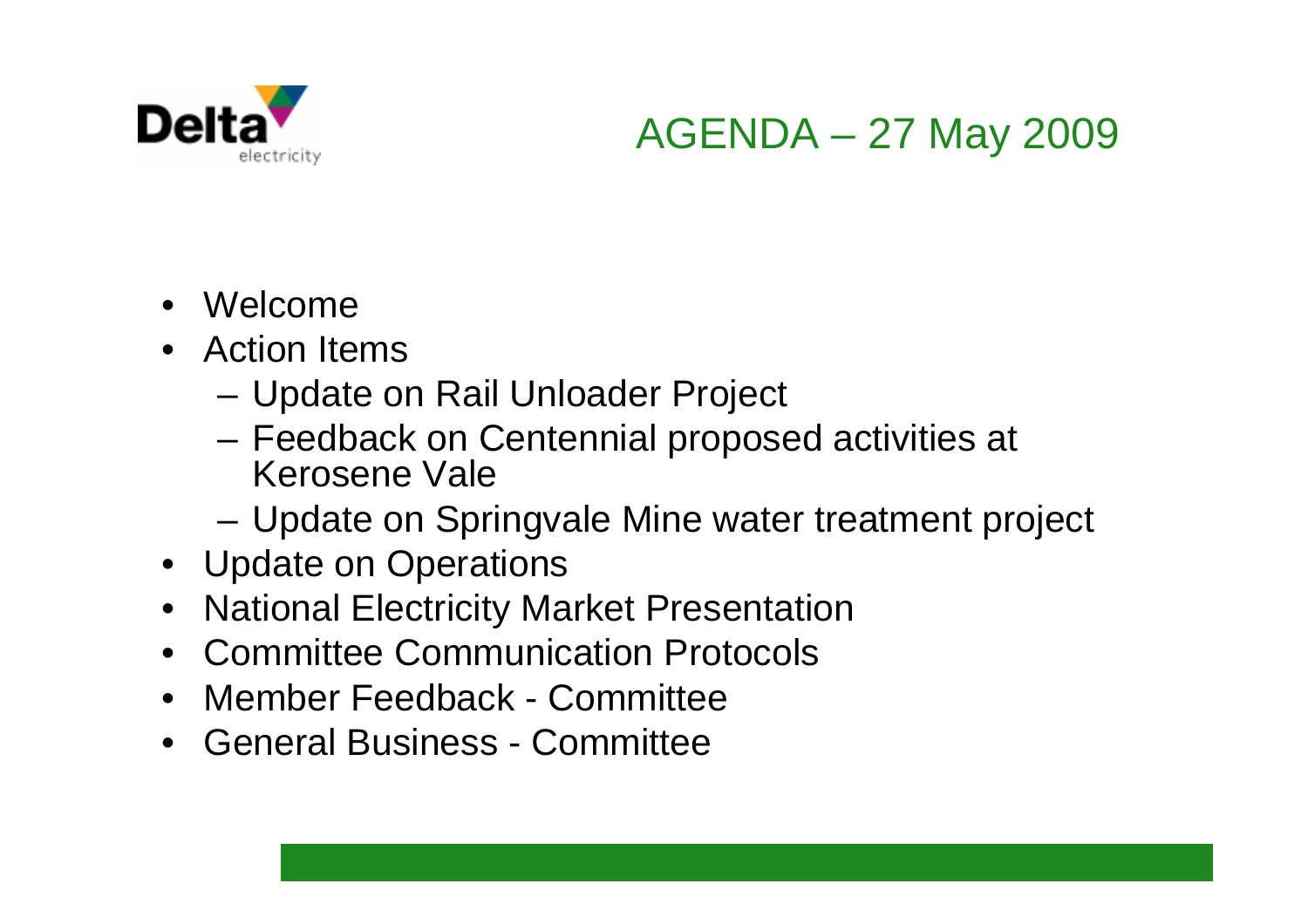# AGENDA – 27 May 2009

- Welcome
- Action Items
  - Update on Rail Unloader Project
  - Feedback on Centennial proposed activities at Kerosene Vale
  - Update on Springvale Mine water treatment project
- Update on Operations
- National Electricity Market Presentation
- Committee Communication Protocols
- Member Feedback - Committee
- General Business - Committee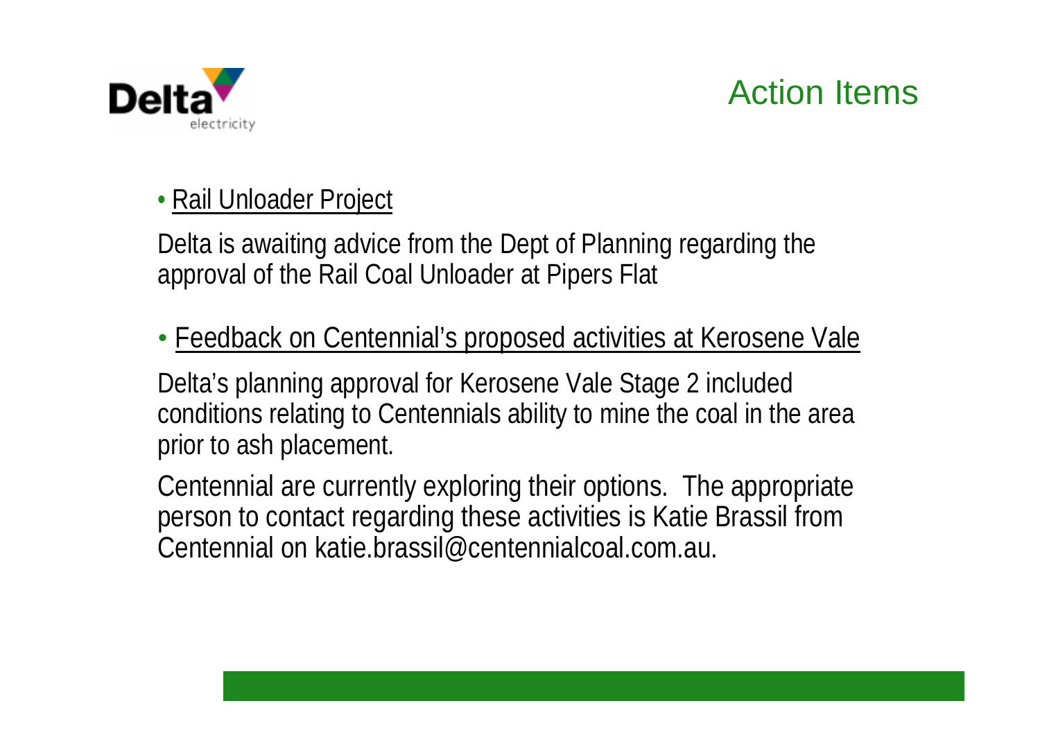# Action Items

- Rail Unloader Project

Delta is awaiting advice from the Dept of Planning regarding the approval of the Rail Coal Unloader at Pipers Flat

- Feedback on Centennial's proposed activities at Kerosene Vale

Delta's planning approval for Kerosene Vale Stage 2 included conditions relating to Centennials ability to mine the coal in the area prior to ash placement.

Centennial are currently exploring their options. The appropriate person to contact regarding these activities is Katie Brassil from Centennial on katie.brassil@centennialcoal.com.au.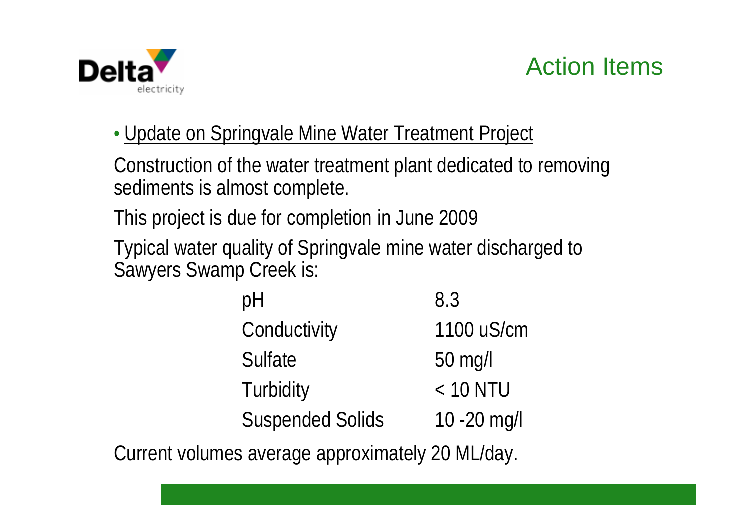# Action Items

- <u>Update on Springvale Mine Water Treatment Project</u>

Construction of the water treatment plant dedicated to removing sediments is almost complete.

This project is due for completion in June 2009

Typical water quality of Springvale mine water discharged to Sawyers Swamp Creek is:

| Parameter | Value |
| --- | --- |
| pH | 8.3 |
| Conductivity | 1100 uS/cm |
| Sulfate | 50 mg/l |
| Turbidity | < 10 NTU |
| Suspended Solids | 10 -20 mg/l |

Current volumes average approximately 20 ML/day.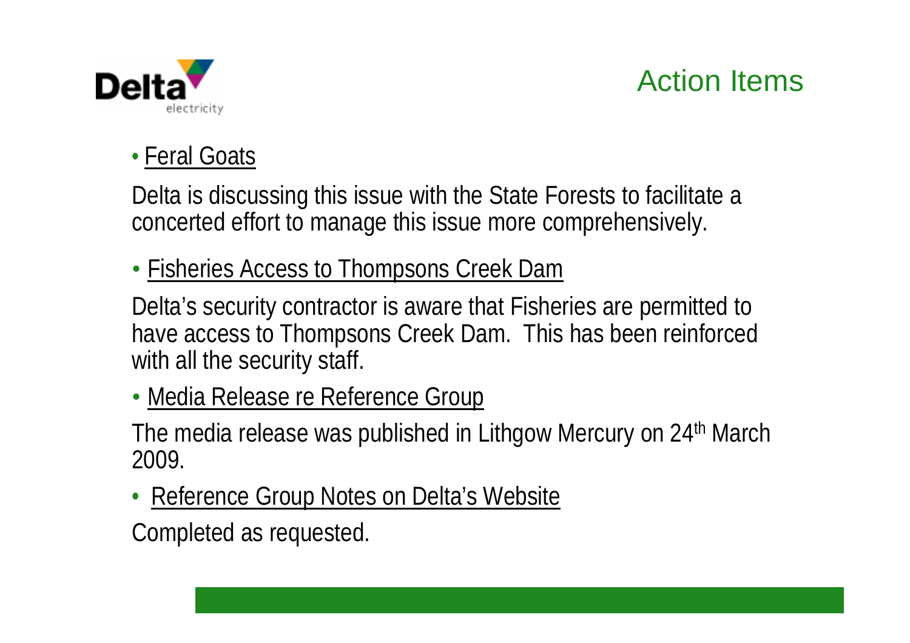# Action Items

- Feral Goats

Delta is discussing this issue with the State Forests to facilitate a concerted effort to manage this issue more comprehensively.

- Fisheries Access to Thompsons Creek Dam

Delta's security contractor is aware that Fisheries are permitted to have access to Thompsons Creek Dam. This has been reinforced with all the security staff.

- Media Release re Reference Group

The media release was published in Lithgow Mercury on 24th March 2009.

- Reference Group Notes on Delta's Website

Completed as requested.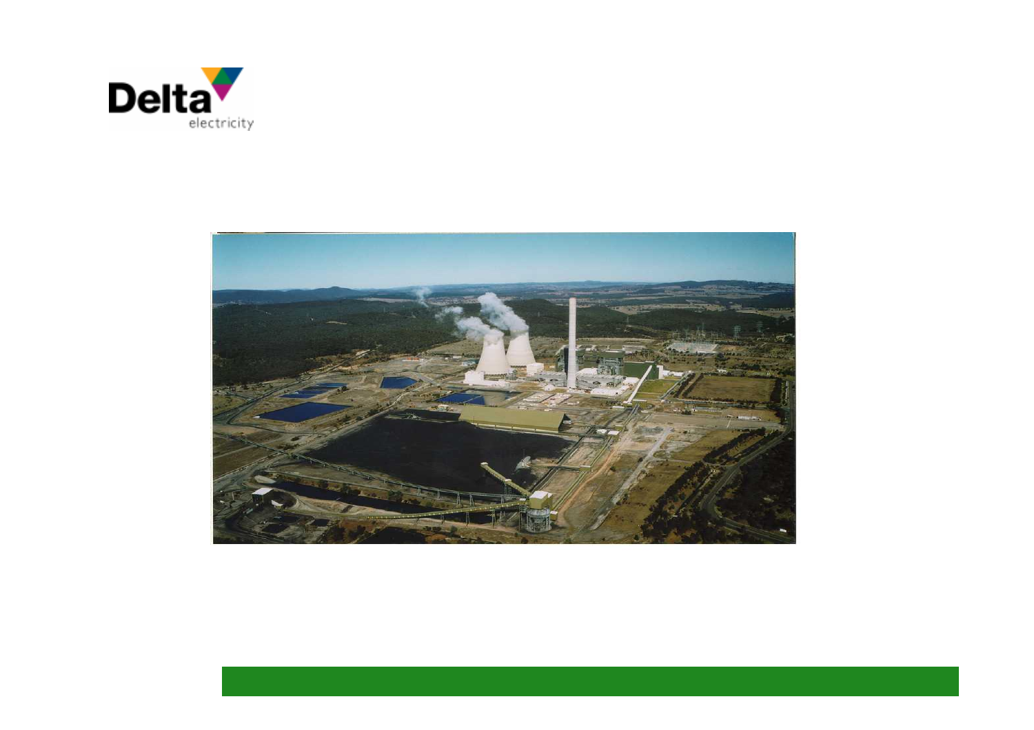Delta electricity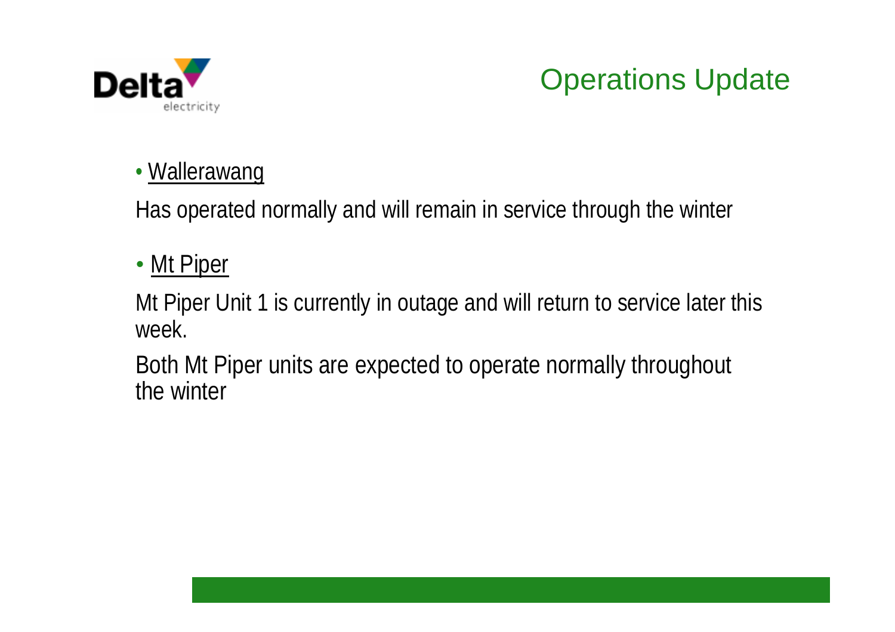# Operations Update

- Wallerawang

Has operated normally and will remain in service through the winter

- Mt Piper

Mt Piper Unit 1 is currently in outage and will return to service later this week.

Both Mt Piper units are expected to operate normally throughout the winter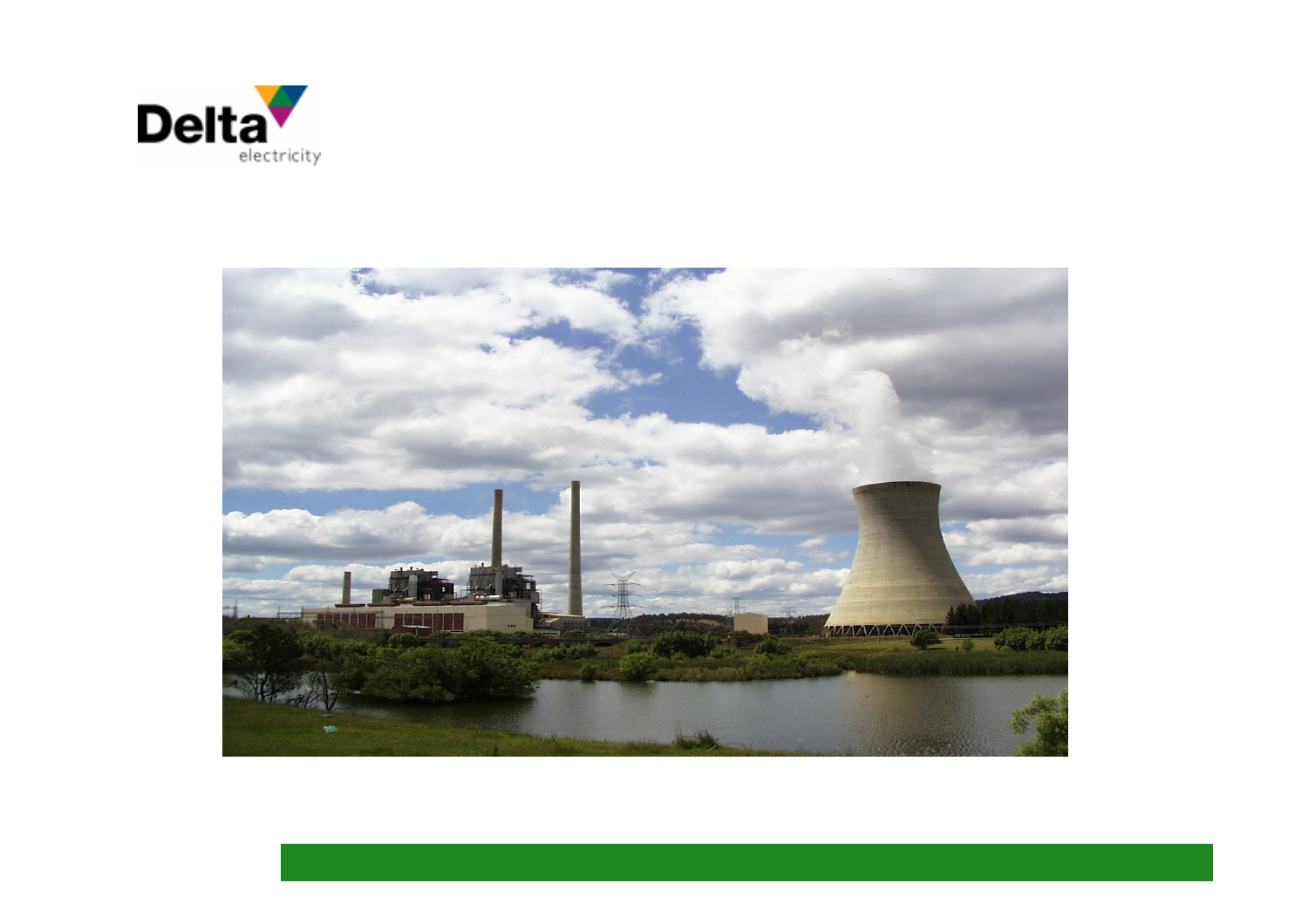Delta electricity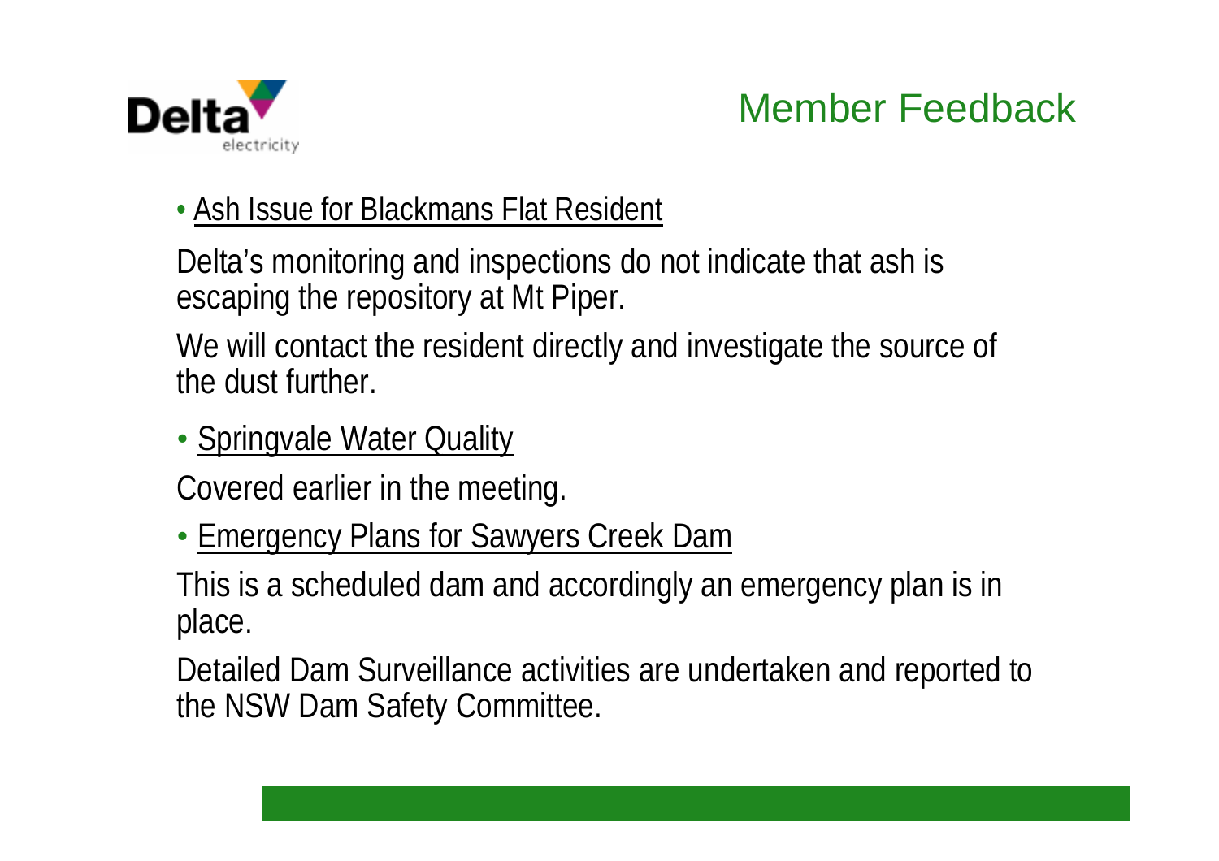# Member Feedback

- <u>Ash Issue for Blackmans Flat Resident</u>

Delta's monitoring and inspections do not indicate that ash is escaping the repository at Mt Piper.

We will contact the resident directly and investigate the source of the dust further.

- <u>Springvale Water Quality</u>

Covered earlier in the meeting.

- <u>Emergency Plans for Sawyers Creek Dam</u>

This is a scheduled dam and accordingly an emergency plan is in place.

Detailed Dam Surveillance activities are undertaken and reported to the NSW Dam Safety Committee.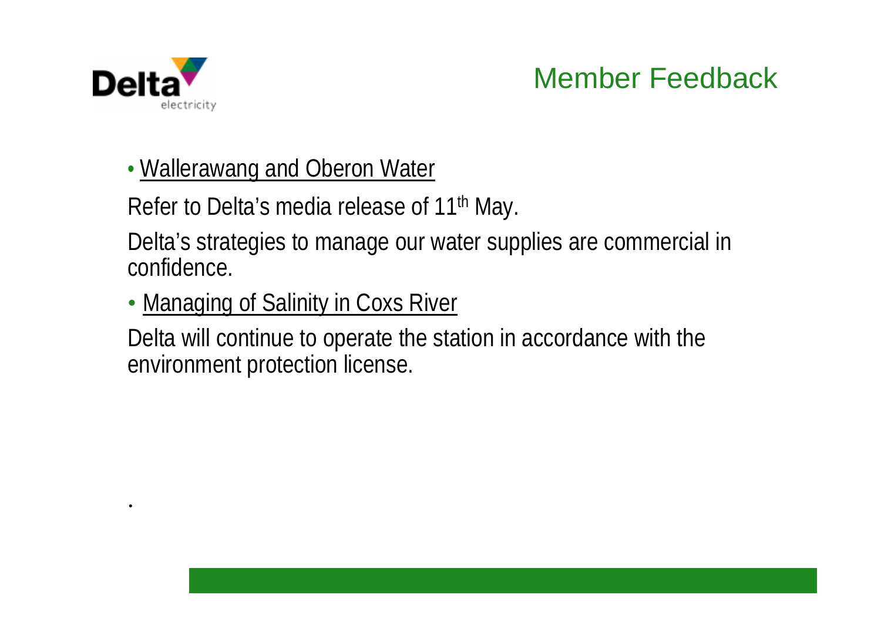# Member Feedback

- Wallerawang and Oberon Water

Refer to Delta's media release of 11th May.

Delta's strategies to manage our water supplies are commercial in confidence.

- Managing of Salinity in Coxs River

Delta will continue to operate the station in accordance with the environment protection license.